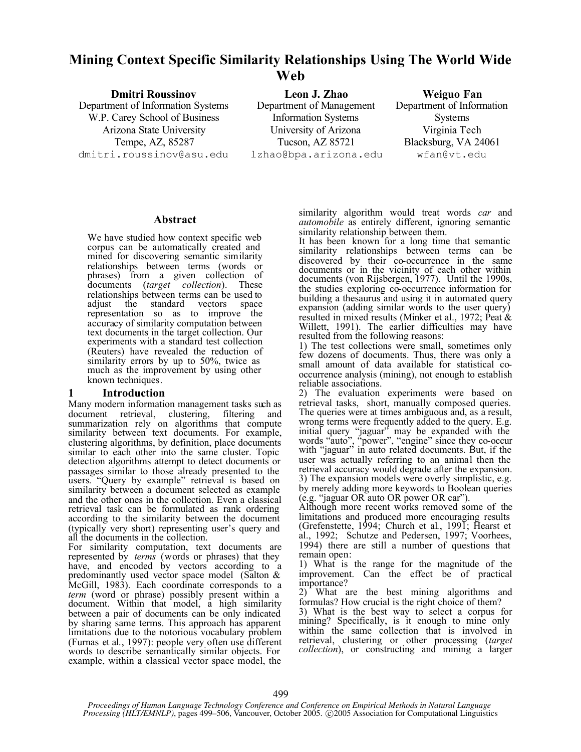# Mining Context Specific Similarity Relationships Using The World Wide Web

**Dmitri Roussinov**
Department of Information Systems
W.P. Carey School of Business
Arizona State University
Tempe, AZ, 85287
dmitri.roussinov@asu.edu

**Leon J. Zhao**
Department of Management Information Systems
University of Arizona
Tucson, AZ 85721
lzhao@bpa.arizona.edu

**Weiguo Fan**
Department of Information Systems
Virginia Tech
Blacksburg, VA 24061
wfan@vt.edu

## Abstract

We have studied how context specific web corpus can be automatically created and mined for discovering semantic similarity relationships between terms (words or phrases) from a given collection of documents (*target collection*). These relationships between terms can be used to adjust the standard vectors space representation so as to improve the accuracy of similarity computation between text documents in the target collection. Our experiments with a standard test collection (Reuters) have revealed the reduction of similarity errors by up to 50%, twice as much as the improvement by using other known techniques.

## 1 Introduction

Many modern information management tasks such as document retrieval, clustering, filtering and summarization rely on algorithms that compute similarity between text documents. For example, clustering algorithms, by definition, place documents similar to each other into the same cluster. Topic detection algorithms attempt to detect documents or passages similar to those already presented to the users. "Query by example" retrieval is based on similarity between a document selected as example and the other ones in the collection. Even a classical retrieval task can be formulated as rank ordering according to the similarity between the document (typically very short) representing user's query and all the documents in the collection.

For similarity computation, text documents are represented by *terms* (words or phrases) that they have, and encoded by vectors according to a predominantly used vector space model (Salton & McGill, 1983). Each coordinate corresponds to a *term* (word or phrase) possibly present within a document. Within that model, a high similarity between a pair of documents can be only indicated by sharing same terms. This approach has apparent limitations due to the notorious vocabulary problem (Furnas et al., 1997): people very often use different words to describe semantically similar objects. For example, within a classical vector space model, the similarity algorithm would treat words *car* and *automobile* as entirely different, ignoring semantic similarity relationship between them.

It has been known for a long time that semantic similarity relationships between terms can be discovered by their co-occurrence in the same documents or in the vicinity of each other within documents (von Rijsbergen, 1977). Until the 1990s, the studies exploring co-occurrence information for building a thesaurus and using it in automated query expansion (adding similar words to the user query) resulted in mixed results (Minker et al., 1972; Peat & Willett, 1991). The earlier difficulties may have resulted from the following reasons:

1) The test collections were small, sometimes only few dozens of documents. Thus, there was only a small amount of data available for statistical co-occurrence analysis (mining), not enough to establish reliable associations.

2) The evaluation experiments were based on retrieval tasks, short, manually composed queries. The queries were at times ambiguous and, as a result, wrong terms were frequently added to the query. E.g. initial query "jaguar" may be expanded with the words "auto", "power", "engine" since they co-occur with "jaguar" in auto related documents. But, if the user was actually referring to an animal then the retrieval accuracy would degrade after the expansion.

3) The expansion models were overly simplistic, e.g. by merely adding more keywords to Boolean queries (e.g. "jaguar OR auto OR power OR car").

Although more recent works removed some of the limitations and produced more encouraging results (Grefenstette, 1994; Church et al., 1991; Hearst et al., 1992; Schutze and Pedersen, 1997; Voorhees, 1994) there are still a number of questions that remain open:

1) What is the range for the magnitude of the improvement. Can the effect be of practical importance?

2) What are the best mining algorithms and formulas? How crucial is the right choice of them?

3) What is the best way to select a corpus for mining? Specifically, is it enough to mine only within the same collection that is involved in retrieval, clustering or other processing (*target collection*), or constructing and mining a larger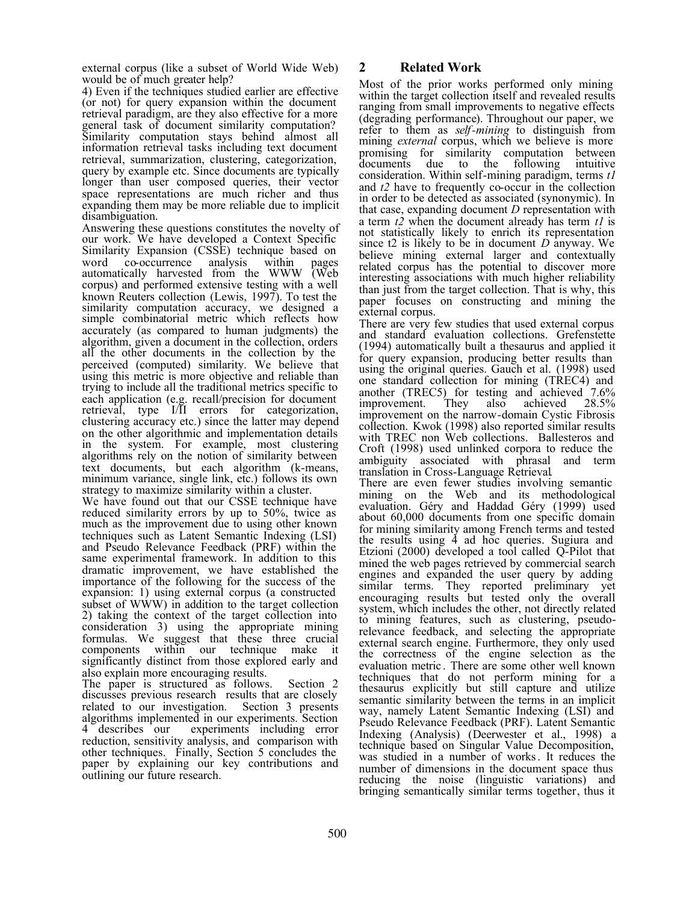external corpus (like a subset of World Wide Web) would be of much greater help?

4) Even if the techniques studied earlier are effective (or not) for query expansion within the document retrieval paradigm, are they also effective for a more general task of document similarity computation? Similarity computation stays behind almost all information retrieval tasks including text document retrieval, summarization, clustering, categorization, query by example etc. Since documents are typically longer than user composed queries, their vector space representations are much richer and thus expanding them may be more reliable due to implicit disambiguation.

Answering these questions constitutes the novelty of our work. We have developed a Context Specific Similarity Expansion (CSSE) technique based on word co-occurrence analysis within pages automatically harvested from the WWW (Web corpus) and performed extensive testing with a well known Reuters collection (Lewis, 1997). To test the similarity computation accuracy, we designed a simple combinatorial metric which reflects how accurately (as compared to human judgments) the algorithm, given a document in the collection, orders all the other documents in the collection by the perceived (computed) similarity. We believe that using this metric is more objective and reliable than trying to include all the traditional metrics specific to each application (e.g. recall/precision for document retrieval, type I/II errors for categorization, clustering accuracy etc.) since the latter may depend on the other algorithmic and implementation details in the system. For example, most clustering algorithms rely on the notion of similarity between text documents, but each algorithm (k-means, minimum variance, single link, etc.) follows its own strategy to maximize similarity within a cluster.

We have found out that our CSSE technique have reduced similarity errors by up to 50%, twice as much as the improvement due to using other known techniques such as Latent Semantic Indexing (LSI) and Pseudo Relevance Feedback (PRF) within the same experimental framework. In addition to this dramatic improvement, we have established the importance of the following for the success of the expansion: 1) using external corpus (a constructed subset of WWW) in addition to the target collection 2) taking the context of the target collection into consideration 3) using the appropriate mining formulas. We suggest that these three crucial components within our technique make it significantly distinct from those explored early and also explain more encouraging results.

The paper is structured as follows. Section 2 discusses previous research results that are closely related to our investigation. Section 3 presents algorithms implemented in our experiments. Section 4 describes our experiments including error reduction, sensitivity analysis, and comparison with other techniques. Finally, Section 5 concludes the paper by explaining our key contributions and outlining our future research.

## 2 Related Work

Most of the prior works performed only mining within the target collection itself and revealed results ranging from small improvements to negative effects (degrading performance). Throughout our paper, we refer to them as *self-mining* to distinguish from mining *external* corpus, which we believe is more promising for similarity computation between documents due to the following intuitive consideration. Within self-mining paradigm, terms *t1* and *t2* have to frequently co-occur in the collection in order to be detected as associated (synonymic). In that case, expanding document *D* representation with a term *t2* when the document already has term *t1* is not statistically likely to enrich its representation since t2 is likely to be in document *D* anyway. We believe mining external larger and contextually related corpus has the potential to discover more interesting associations with much higher reliability than just from the target collection. That is why, this paper focuses on constructing and mining the external corpus.

There are very few studies that used external corpus and standard evaluation collections. Grefenstette (1994) automatically built a thesaurus and applied it for query expansion, producing better results than using the original queries. Gauch et al. (1998) used one standard collection for mining (TREC4) and another (TREC5) for testing and achieved 7.6% improvement. They also achieved 28.5% improvement on the narrow-domain Cystic Fibrosis collection. Kwok (1998) also reported similar results with TREC non Web collections. Ballesteros and Croft (1998) used unlinked corpora to reduce the ambiguity associated with phrasal and term translation in Cross-Language Retrieval.

There are even fewer studies involving semantic mining on the Web and its methodological evaluation. Géry and Haddad Géry (1999) used about 60,000 documents from one specific domain for mining similarity among French terms and tested the results using 4 ad hoc queries. Sugiura and Etzioni (2000) developed a tool called Q-Pilot that mined the web pages retrieved by commercial search engines and expanded the user query by adding similar terms. They reported preliminary yet encouraging results but tested only the overall system, which includes the other, not directly related to mining features, such as clustering, pseudo-relevance feedback, and selecting the appropriate external search engine. Furthermore, they only used the correctness of the engine selection as the evaluation metric. There are some other well known techniques that do not perform mining for a thesaurus explicitly but still capture and utilize semantic similarity between the terms in an implicit way, namely Latent Semantic Indexing (LSI) and Pseudo Relevance Feedback (PRF). Latent Semantic Indexing (Analysis) (Deerwester et al., 1998) a technique based on Singular Value Decomposition, was studied in a number of works. It reduces the number of dimensions in the document space thus reducing the noise (linguistic variations) and bringing semantically similar terms together, thus it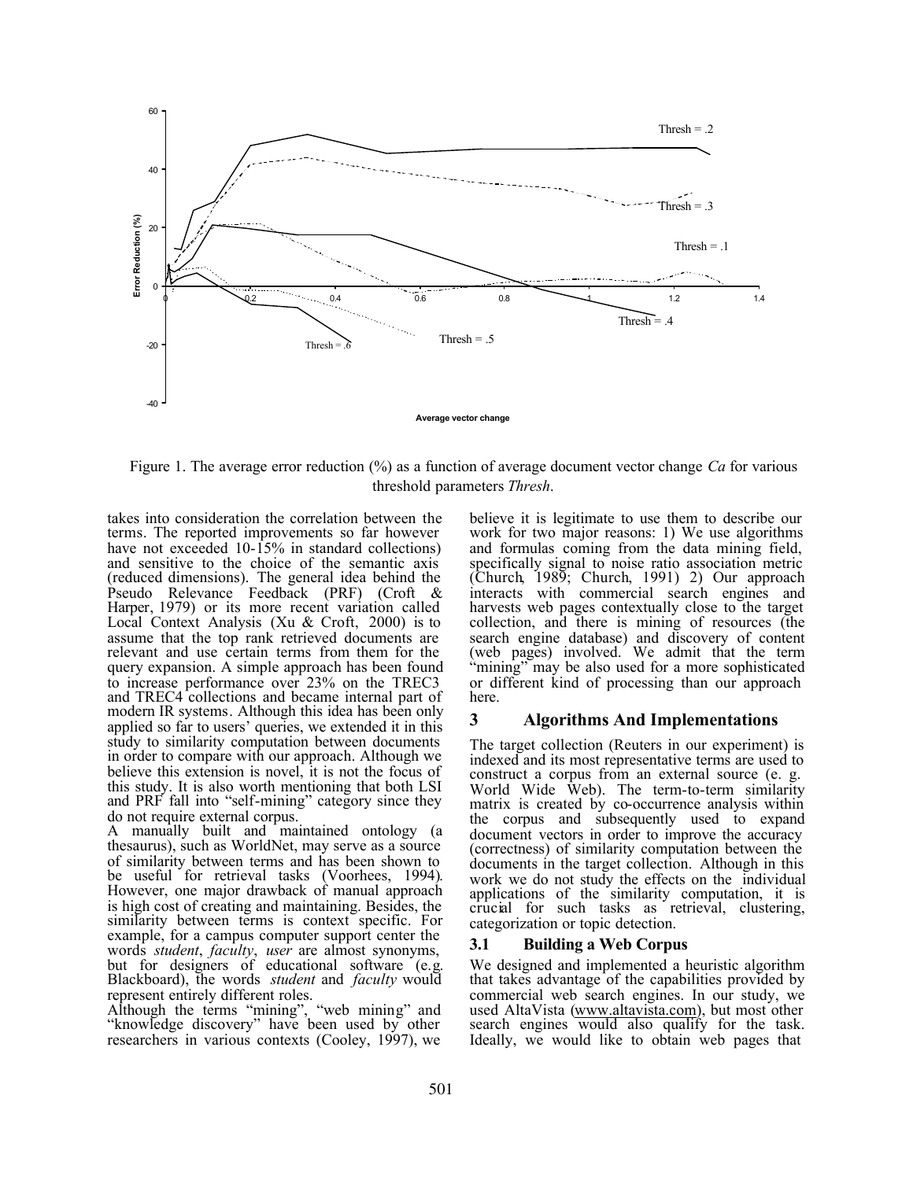Figure 1. The average error reduction (%) as a function of average document vector change *Ca* for various threshold parameters *Thresh*.

takes into consideration the correlation between the terms. The reported improvements so far however have not exceeded 10-15% in standard collections) and sensitive to the choice of the semantic axis (reduced dimensions). The general idea behind the Pseudo Relevance Feedback (PRF) (Croft & Harper, 1979) or its more recent variation called Local Context Analysis (Xu & Croft, 2000) is to assume that the top rank retrieved documents are relevant and use certain terms from them for the query expansion. A simple approach has been found to increase performance over 23% on the TREC3 and TREC4 collections and became internal part of modern IR systems. Although this idea has been only applied so far to users' queries, we extended it in this study to similarity computation between documents in order to compare with our approach. Although we believe this extension is novel, it is not the focus of this study. It is also worth mentioning that both LSI and PRF fall into "self-mining" category since they do not require external corpus.

A manually built and maintained ontology (a thesaurus), such as WorldNet, may serve as a source of similarity between terms and has been shown to be useful for retrieval tasks (Voorhees, 1994). However, one major drawback of manual approach is high cost of creating and maintaining. Besides, the similarity between terms is context specific. For example, for a campus computer support center the words *student*, *faculty*, *user* are almost synonyms, but for designers of educational software (e.g. Blackboard), the words *student* and *faculty* would represent entirely different roles.

Although the terms "mining", "web mining" and "knowledge discovery" have been used by other researchers in various contexts (Cooley, 1997), we believe it is legitimate to use them to describe our work for two major reasons: 1) We use algorithms and formulas coming from the data mining field, specifically signal to noise ratio association metric (Church, 1989; Church, 1991) 2) Our approach interacts with commercial search engines and harvests web pages contextually close to the target collection, and there is mining of resources (the search engine database) and discovery of content (web pages) involved. We admit that the term "mining" may be also used for a more sophisticated or different kind of processing than our approach here.

## 3 Algorithms And Implementations

The target collection (Reuters in our experiment) is indexed and its most representative terms are used to construct a corpus from an external source (e. g. World Wide Web). The term-to-term similarity matrix is created by co-occurrence analysis within the corpus and subsequently used to expand document vectors in order to improve the accuracy (correctness) of similarity computation between the documents in the target collection. Although in this work we do not study the effects on the individual applications of the similarity computation, it is crucial for such tasks as retrieval, clustering, categorization or topic detection.

### 3.1 Building a Web Corpus

We designed and implemented a heuristic algorithm that takes advantage of the capabilities provided by commercial web search engines. In our study, we used AltaVista (www.altavista.com), but most other search engines would also qualify for the task. Ideally, we would like to obtain web pages that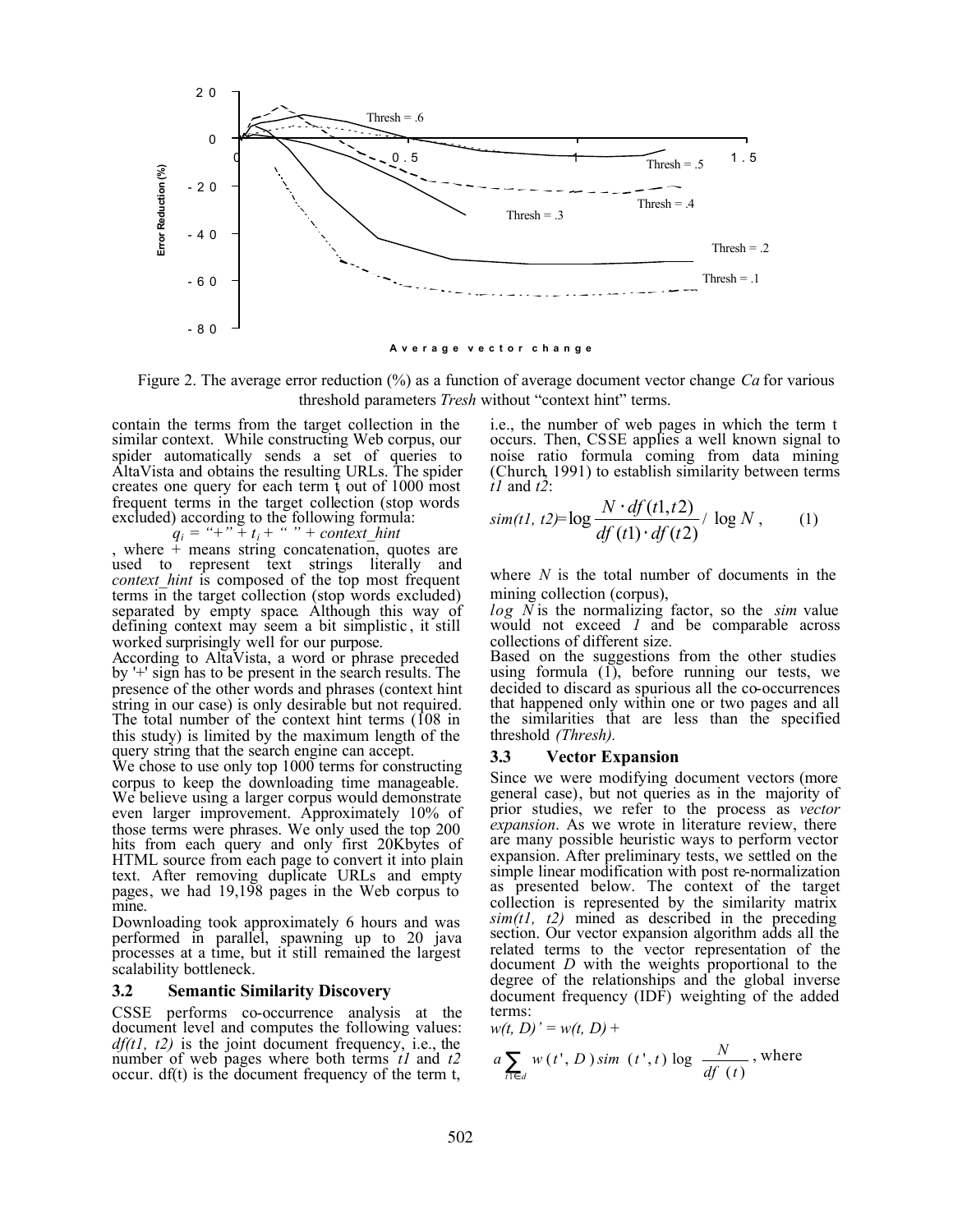Figure 2. The average error reduction (%) as a function of average document vector change *Ca* for various threshold parameters *Tresh* without "context hint" terms.

contain the terms from the target collection in the similar context. While constructing Web corpus, our spider automatically sends a set of queries to AltaVista and obtains the resulting URLs. The spider creates one query for each term $t_i$ out of 1000 most frequent terms in the target collection (stop words excluded) according to the following formula:

$$q_i = \text{"+"} + t_i + \text{" "} + context\_hint$$

, where + means string concatenation, quotes are used to represent text strings literally and *context_hint* is composed of the top most frequent terms in the target collection (stop words excluded) separated by empty space. Although this way of defining context may seem a bit simplistic, it still worked surprisingly well for our purpose.

According to AltaVista, a word or phrase preceded by '+' sign has to be present in the search results. The presence of the other words and phrases (context hint string in our case) is only desirable but not required. The total number of the context hint terms (108 in this study) is limited by the maximum length of the query string that the search engine can accept.

We chose to use only top 1000 terms for constructing corpus to keep the downloading time manageable. We believe using a larger corpus would demonstrate even larger improvement. Approximately 10% of those terms were phrases. We only used the top 200 hits from each query and only first 20Kbytes of HTML source from each page to convert it into plain text. After removing duplicate URLs and empty pages, we had 19,198 pages in the Web corpus to mine.

Downloading took approximately 6 hours and was performed in parallel, spawning up to 20 java processes at a time, but it still remained the largest scalability bottleneck.

### 3.2 Semantic Similarity Discovery

CSSE performs co-occurrence analysis at the document level and computes the following values: *df(t1, t2)* is the joint document frequency, i.e., the number of web pages where both terms *t1* and *t2* occur. df(t) is the document frequency of the term t, i.e., the number of web pages in which the term t occurs. Then, CSSE applies a well known signal to noise ratio formula coming from data mining (Church, 1991) to establish similarity between terms *t1* and *t2*:

$$sim(t1, t2) = \log \frac{N \cdot df(t1, t2)}{df(t1) \cdot df(t2)} / \log N, \qquad (1)$$

where $N$ is the total number of documents in the mining collection (corpus),

$\log N$ is the normalizing factor, so the *sim* value would not exceed *1* and be comparable across collections of different size.

Based on the suggestions from the other studies using formula (1), before running our tests, we decided to discard as spurious all the co-occurrences that happened only within one or two pages and all the similarities that are less than the specified threshold *(Thresh)*.

### 3.3 Vector Expansion

Since we were modifying document vectors (more general case), but not queries as in the majority of prior studies, we refer to the process as *vector expansion*. As we wrote in literature review, there are many possible heuristic ways to perform vector expansion. After preliminary tests, we settled on the simple linear modification with post re-normalization as presented below. The context of the target collection is represented by the similarity matrix *sim(t1, t2)* mined as described in the preceding section. Our vector expansion algorithm adds all the related terms to the vector representation of the document *D* with the weights proportional to the degree of the relationships and the global inverse document frequency (IDF) weighting of the added terms:

$$w(t, D)' = w(t, D) + a \sum_{t1 \in d} w(t', D)\, sim(t', t) \log \frac{N}{df(t)}, \text{ where}$$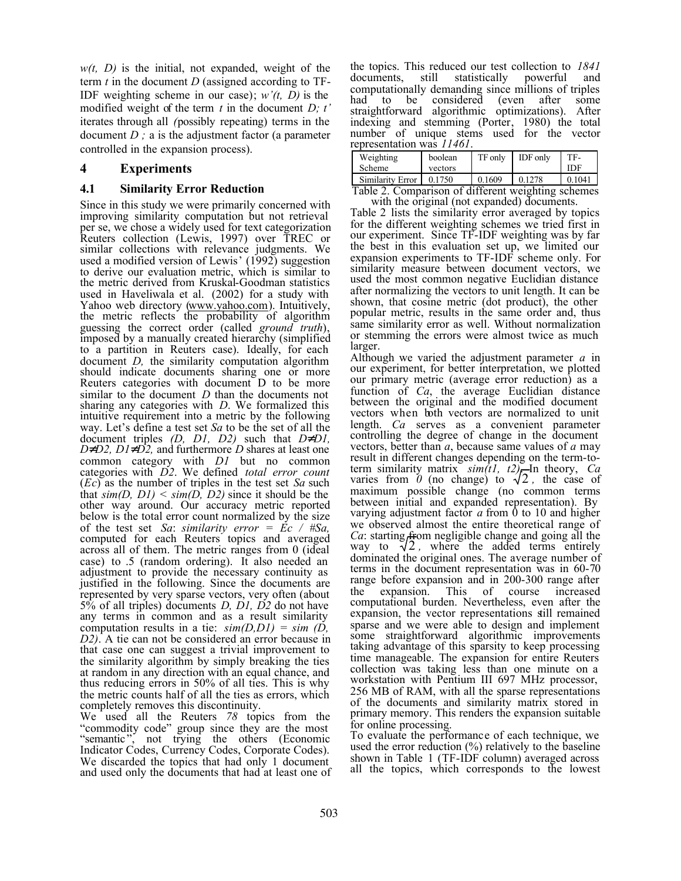$w(t, D)$ is the initial, not expanded, weight of the term $t$ in the document $D$ (assigned according to TF-IDF weighting scheme in our case); $w'(t, D)$ is the modified weight of the term $t$ in the document $D$; $t'$ iterates through all (possibly repeating) terms in the document $D$; $a$ is the adjustment factor (a parameter controlled in the expansion process).

## 4 Experiments

### 4.1 Similarity Error Reduction

Since in this study we were primarily concerned with improving similarity computation but not retrieval per se, we chose a widely used for text categorization Reuters collection (Lewis, 1997) over TREC or similar collections with relevance judgments. We used a modified version of Lewis' (1992) suggestion to derive our evaluation metric, which is similar to the metric derived from Kruskal-Goodman statistics used in Haveliwala et al. (2002) for a study with Yahoo web directory (www.yahoo.com). Intuitively, the metric reflects the probability of algorithm guessing the correct order (called *ground truth*), imposed by a manually created hierarchy (simplified to a partition in Reuters case). Ideally, for each document $D$, the similarity computation algorithm should indicate documents sharing one or more Reuters categories with document D to be more similar to the document $D$ than the documents not sharing any categories with $D$. We formalized this intuitive requirement into a metric by the following way. Let's define a test set $Sa$ to be the set of all the document triples $(D, D1, D2)$ such that $D \neq D1$, $D \neq D2$, $D1 \neq D2$, and furthermore $D$ shares at least one common category with $D1$ but no common categories with $D2$. We defined *total error count* ($Ec$) as the number of triples in the test set $Sa$ such that $sim(D, D1) < sim(D, D2)$ since it should be the other way around. Our accuracy metric reported below is the total error count normalized by the size of the test set $Sa$: *similarity error* = $Ec$ / $\#Sa$, computed for each Reuters topics and averaged across all of them. The metric ranges from 0 (ideal case) to .5 (random ordering). It also needed an adjustment to provide the necessary continuity as justified in the following. Since the documents are represented by very sparse vectors, very often (about 5% of all triples) documents $D$, $D1$, $D2$ do not have any terms in common and as a result similarity computation results in a tie: $sim(D,D1) = sim(D, D2)$. A tie can not be considered an error because in that case one can suggest a trivial improvement to the similarity algorithm by simply breaking the ties at random in any direction with an equal chance, and thus reducing errors in 50% of all ties. This is why the metric counts half of all the ties as errors, which completely removes this discontinuity.

We used all the Reuters *78* topics from the "commodity code" group since they are the most "semantic", not trying the others (Economic Indicator Codes, Currency Codes, Corporate Codes). We discarded the topics that had only 1 document and used only the documents that had at least one of the topics. This reduced our test collection to *1841* documents, still statistically powerful and computationally demanding since millions of triples had to be considered (even after some straightforward algorithmic optimizations). After indexing and stemming (Porter, 1980) the total number of unique stems used for the vector representation was *11461*.

| Weighting Scheme | boolean vectors | TF only | IDF only | TF-IDF |
|---|---|---|---|---|
| Similarity Error | 0.1750 | 0.1609 | 0.1278 | 0.1041 |

Table 2. Comparison of different weighting schemes with the original (not expanded) documents.

Table 2 lists the similarity error averaged by topics for the different weighting schemes we tried first in our experiment. Since TF-IDF weighting was by far the best in this evaluation set up, we limited our expansion experiments to TF-IDF scheme only. For similarity measure between document vectors, we used the most common negative Euclidian distance after normalizing the vectors to unit length. It can be shown, that cosine metric (dot product), the other popular metric, results in the same order and, thus same similarity error as well. Without normalization or stemming the errors were almost twice as much larger.

Although we varied the adjustment parameter $a$ in our experiment, for better interpretation, we plotted our primary metric (average error reduction) as a function of $Ca$, the average Euclidian distance between the original and the modified document vectors when both vectors are normalized to unit length. $Ca$ serves as a convenient parameter controlling the degree of change in the document vectors, better than $a$, because same values of $a$ may result in different changes depending on the term-to-term similarity matrix $sim(t1, t2)$. In theory, $Ca$ varies from $0$ (no change) to $\sqrt{2}$, the case of maximum possible change (no common terms between initial and expanded representation). By varying adjustment factor $a$ from 0 to 10 and higher we observed almost the entire theoretical range of $Ca$: starting from negligible change and going all the way to $\sqrt{2}$, where the added terms entirely dominated the original ones. The average number of terms in the document representation was in 60-70 range before expansion and in 200-300 range after the expansion. This of course increased computational burden. Nevertheless, even after the expansion, the vector representations still remained sparse and we were able to design and implement some straightforward algorithmic improvements taking advantage of this sparsity to keep processing time manageable. The expansion for entire Reuters collection was taking less than one minute on a workstation with Pentium III 697 MHz processor, 256 MB of RAM, with all the sparse representations of the documents and similarity matrix stored in primary memory. This renders the expansion suitable for online processing.

To evaluate the performance of each technique, we used the error reduction (%) relatively to the baseline shown in Table 1 (TF-IDF column) averaged across all the topics, which corresponds to the lowest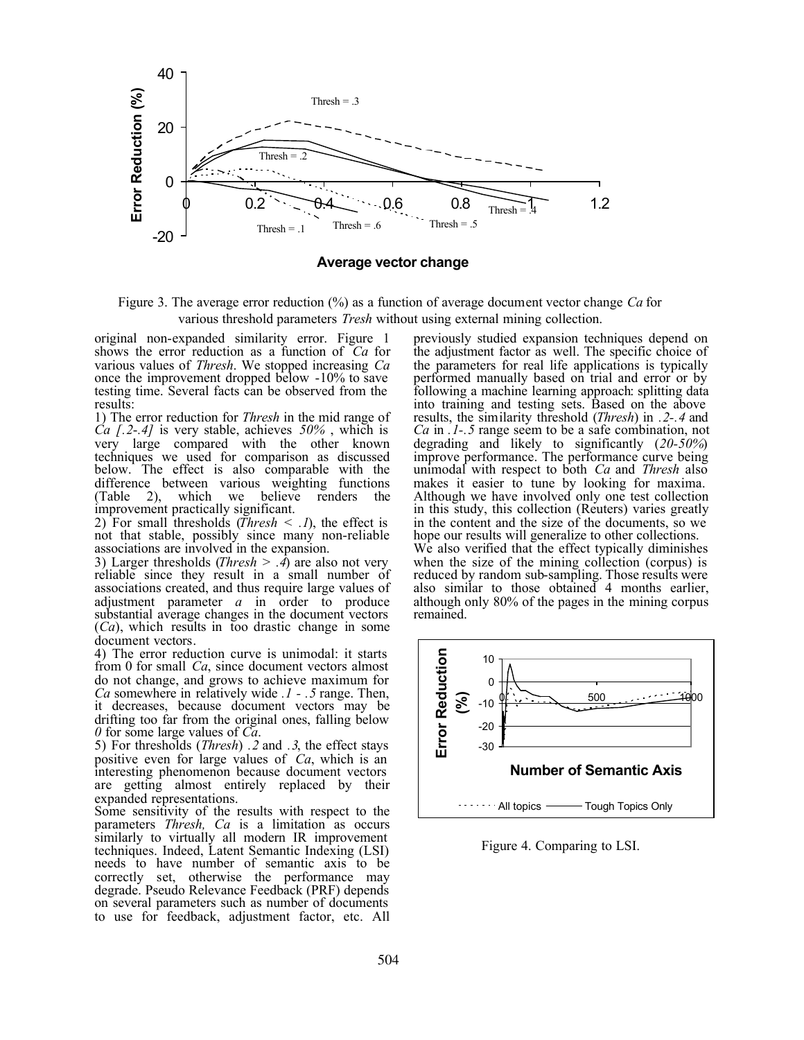Figure 3. The average error reduction (%) as a function of average document vector change *Ca* for various threshold parameters *Tresh* without using external mining collection.

original non-expanded similarity error. Figure 1 shows the error reduction as a function of *Ca* for various values of *Thresh*. We stopped increasing *Ca* once the improvement dropped below -10% to save testing time. Several facts can be observed from the results:

1) The error reduction for *Thresh* in the mid range of *Ca [.2-.4]* is very stable, achieves *50%* , which is very large compared with the other known techniques we used for comparison as discussed below. The effect is also comparable with the difference between various weighting functions (Table 2), which we believe renders the improvement practically significant.

2) For small thresholds (*Thresh < .1*), the effect is not that stable, possibly since many non-reliable associations are involved in the expansion.

3) Larger thresholds (*Thresh > .4*) are also not very reliable since they result in a small number of associations created, and thus require large values of adjustment parameter *a* in order to produce substantial average changes in the document vectors (*Ca*), which results in too drastic change in some document vectors.

4) The error reduction curve is unimodal: it starts from 0 for small *Ca*, since document vectors almost do not change, and grows to achieve maximum for *Ca* somewhere in relatively wide *.1 - .5* range. Then, it decreases, because document vectors may be drifting too far from the original ones, falling below *0* for some large values of *Ca*.

5) For thresholds (*Thresh*) *.2* and *.3*, the effect stays positive even for large values of *Ca*, which is an interesting phenomenon because document vectors are getting almost entirely replaced by their expanded representations.

Some sensitivity of the results with respect to the parameters *Thresh, Ca* is a limitation as occurs similarly to virtually all modern IR improvement techniques. Indeed, Latent Semantic Indexing (LSI) needs to have number of semantic axis to be correctly set, otherwise the performance may degrade. Pseudo Relevance Feedback (PRF) depends on several parameters such as number of documents to use for feedback, adjustment factor, etc. All previously studied expansion techniques depend on the adjustment factor as well. The specific choice of the parameters for real life applications is typically performed manually based on trial and error or by following a machine learning approach: splitting data into training and testing sets. Based on the above results, the similarity threshold (*Thresh*) in *.2-.4* and *Ca* in *.1-.5* range seem to be a safe combination, not degrading and likely to significantly (*20-50%*) improve performance. The performance curve being unimodal with respect to both *Ca* and *Thresh* also makes it easier to tune by looking for maxima. Although we have involved only one test collection in this study, this collection (Reuters) varies greatly in the content and the size of the documents, so we hope our results will generalize to other collections.

We also verified that the effect typically diminishes when the size of the mining collection (corpus) is reduced by random sub-sampling. Those results were also similar to those obtained 4 months earlier, although only 80% of the pages in the mining corpus remained.

Figure 4. Comparing to LSI.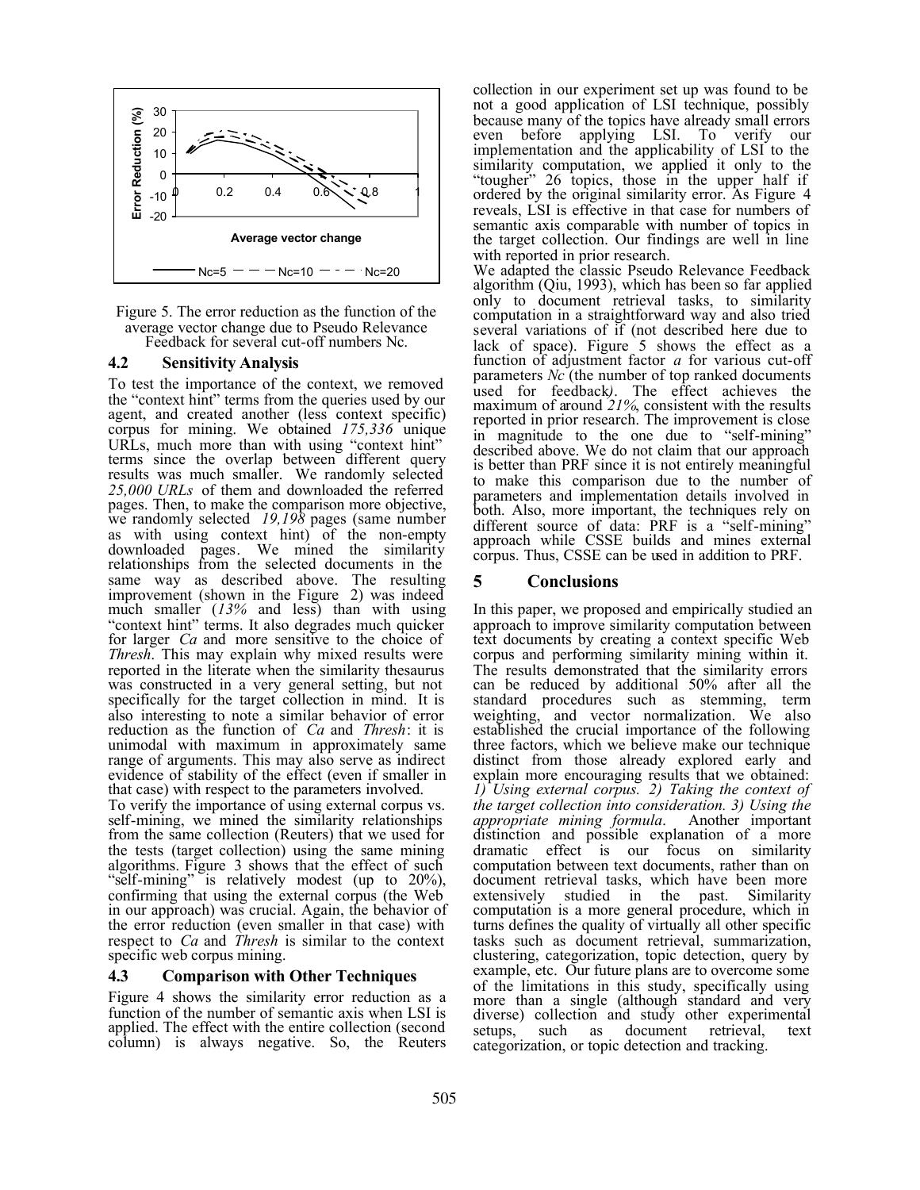Figure 5. The error reduction as the function of the average vector change due to Pseudo Relevance Feedback for several cut-off numbers Nc.

### 4.2 Sensitivity Analysis

To test the importance of the context, we removed the "context hint" terms from the queries used by our agent, and created another (less context specific) corpus for mining. We obtained *175,336* unique URLs, much more than with using "context hint" terms since the overlap between different query results was much smaller. We randomly selected *25,000 URLs* of them and downloaded the referred pages. Then, to make the comparison more objective, we randomly selected *19,198* pages (same number as with using context hint) of the non-empty downloaded pages. We mined the similarity relationships from the selected documents in the same way as described above. The resulting improvement (shown in the Figure 2) was indeed much smaller (*13%* and less) than with using "context hint" terms. It also degrades much quicker for larger *Ca* and more sensitive to the choice of *Thresh*. This may explain why mixed results were reported in the literate when the similarity thesaurus was constructed in a very general setting, but not specifically for the target collection in mind. It is also interesting to note a similar behavior of error reduction as the function of *Ca* and *Thresh*: it is unimodal with maximum in approximately same range of arguments. This may also serve as indirect evidence of stability of the effect (even if smaller in that case) with respect to the parameters involved.

To verify the importance of using external corpus vs. self-mining, we mined the similarity relationships from the same collection (Reuters) that we used for the tests (target collection) using the same mining algorithms. Figure 3 shows that the effect of such "self-mining" is relatively modest (up to 20%), confirming that using the external corpus (the Web in our approach) was crucial. Again, the behavior of the error reduction (even smaller in that case) with respect to *Ca* and *Thresh* is similar to the context specific web corpus mining.

### 4.3 Comparison with Other Techniques

Figure 4 shows the similarity error reduction as a function of the number of semantic axis when LSI is applied. The effect with the entire collection (second column) is always negative. So, the Reuters collection in our experiment set up was found to be not a good application of LSI technique, possibly because many of the topics have already small errors even before applying LSI. To verify our implementation and the applicability of LSI to the similarity computation, we applied it only to the "tougher" 26 topics, those in the upper half if ordered by the original similarity error. As Figure 4 reveals, LSI is effective in that case for numbers of semantic axis comparable with number of topics in the target collection. Our findings are well in line with reported in prior research.

We adapted the classic Pseudo Relevance Feedback algorithm (Qiu, 1993), which has been so far applied only to document retrieval tasks, to similarity computation in a straightforward way and also tried several variations of if (not described here due to lack of space). Figure 5 shows the effect as a function of adjustment factor *a* for various cut-off parameters *Nc* (the number of top ranked documents used for feedback). The effect achieves the maximum of around *21%*, consistent with the results reported in prior research. The improvement is close in magnitude to the one due to "self-mining" described above. We do not claim that our approach is better than PRF since it is not entirely meaningful to make this comparison due to the number of parameters and implementation details involved in both. Also, more important, the techniques rely on different source of data: PRF is a "self-mining" approach while CSSE builds and mines external corpus. Thus, CSSE can be used in addition to PRF.

## 5 Conclusions

In this paper, we proposed and empirically studied an approach to improve similarity computation between text documents by creating a context specific Web corpus and performing similarity mining within it. The results demonstrated that the similarity errors can be reduced by additional 50% after all the standard procedures such as stemming, term weighting, and vector normalization. We also established the crucial importance of the following three factors, which we believe make our technique distinct from those already explored early and explain more encouraging results that we obtained: *1) Using external corpus. 2) Taking the context of the target collection into consideration. 3) Using the appropriate mining formula*. Another important distinction and possible explanation of a more dramatic effect is our focus on similarity computation between text documents, rather than on document retrieval tasks, which have been more extensively studied in the past. Similarity computation is a more general procedure, which in turns defines the quality of virtually all other specific tasks such as document retrieval, summarization, clustering, categorization, topic detection, query by example, etc. Our future plans are to overcome some of the limitations in this study, specifically using more than a single (although standard and very diverse) collection and study other experimental setups, such as document retrieval, text categorization, or topic detection and tracking.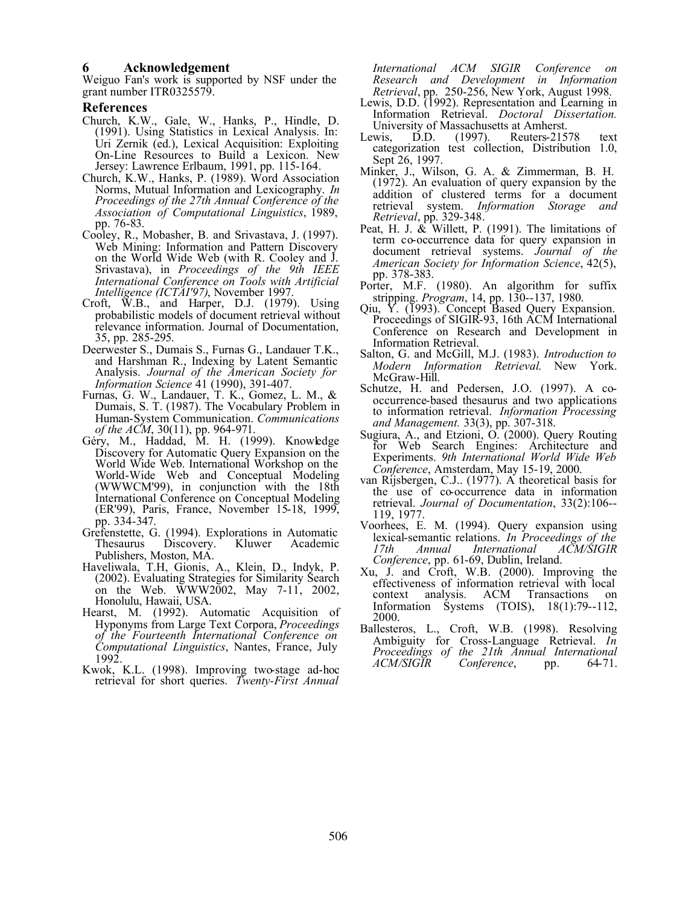## 6 Acknowledgement

Weiguo Fan's work is supported by NSF under the grant number ITR0325579.

## References

Church, K.W., Gale, W., Hanks, P., Hindle, D. (1991). Using Statistics in Lexical Analysis. In: Uri Zernik (ed.), Lexical Acquisition: Exploiting On-Line Resources to Build a Lexicon. New Jersey: Lawrence Erlbaum, 1991, pp. 115-164.

Church, K.W., Hanks, P. (1989). Word Association Norms, Mutual Information and Lexicography. *In Proceedings of the 27th Annual Conference of the Association of Computational Linguistics*, 1989, pp. 76-83.

Cooley, R., Mobasher, B. and Srivastava, J. (1997). Web Mining: Information and Pattern Discovery on the World Wide Web (with R. Cooley and J. Srivastava), in *Proceedings of the 9th IEEE International Conference on Tools with Artificial Intelligence (ICTAI'97)*, November 1997.

Croft, W.B., and Harper, D.J. (1979). Using probabilistic models of document retrieval without relevance information. Journal of Documentation, 35, pp. 285-295.

Deerwester S., Dumais S., Furnas G., Landauer T.K., and Harshman R., Indexing by Latent Semantic Analysis. *Journal of the American Society for Information Science* 41 (1990), 391-407.

Furnas, G. W., Landauer, T. K., Gomez, L. M., & Dumais, S. T. (1987). The Vocabulary Problem in Human-System Communication. *Communications of the ACM*, 30(11), pp. 964-971.

Géry, M., Haddad, M. H. (1999). Knowledge Discovery for Automatic Query Expansion on the World Wide Web. International Workshop on the World-Wide Web and Conceptual Modeling (WWWCM'99), in conjunction with the 18th International Conference on Conceptual Modeling (ER'99), Paris, France, November 15-18, 1999, pp. 334-347.

Grefenstette, G. (1994). Explorations in Automatic Thesaurus Discovery. Kluwer Academic Publishers, Moston, MA.

Haveliwala, T.H, Gionis, A., Klein, D., Indyk, P. (2002). Evaluating Strategies for Similarity Search on the Web. WWW2002, May 7-11, 2002, Honolulu, Hawaii, USA.

Hearst, M. (1992). Automatic Acquisition of Hyponyms from Large Text Corpora, *Proceedings of the Fourteenth International Conference on Computational Linguistics*, Nantes, France, July 1992.

Kwok, K.L. (1998). Improving two-stage ad-hoc retrieval for short queries. *Twenty-First Annual International ACM SIGIR Conference on Research and Development in Information Retrieval*, pp. 250-256, New York, August 1998.

Lewis, D.D. (1992). Representation and Learning in Information Retrieval. *Doctoral Dissertation.* University of Massachusetts at Amherst.

Lewis, D.D. (1997). Reuters-21578 text categorization test collection, Distribution 1.0, Sept 26, 1997.

Minker, J., Wilson, G. A. & Zimmerman, B. H. (1972). An evaluation of query expansion by the addition of clustered terms for a document retrieval system. *Information Storage and Retrieval*, pp. 329-348.

Peat, H. J. & Willett, P. (1991). The limitations of term co-occurrence data for query expansion in document retrieval systems. *Journal of the American Society for Information Science*, 42(5), pp. 378-383.

Porter, M.F. (1980). An algorithm for suffix stripping. *Program*, 14, pp. 130--137, 1980.

Qiu, Y. (1993). Concept Based Query Expansion. Proceedings of SIGIR-93, 16th ACM International Conference on Research and Development in Information Retrieval.

Salton, G. and McGill, M.J. (1983). *Introduction to Modern Information Retrieval.* New York. McGraw-Hill.

Schutze, H. and Pedersen, J.O. (1997). A co-occurrence-based thesaurus and two applications to information retrieval. *Information Processing and Management.* 33(3), pp. 307-318.

Sugiura, A., and Etzioni, O. (2000). Query Routing for Web Search Engines: Architecture and Experiments. *9th International World Wide Web Conference*, Amsterdam, May 15-19, 2000.

van Rijsbergen, C.J.. (1977). A theoretical basis for the use of co-occurrence data in information retrieval. *Journal of Documentation*, 33(2):106--119, 1977.

Voorhees, E. M. (1994). Query expansion using lexical-semantic relations. *In Proceedings of the 17th Annual International ACM/SIGIR Conference*, pp. 61-69, Dublin, Ireland.

Xu, J. and Croft, W.B. (2000). Improving the effectiveness of information retrieval with local context analysis. ACM Transactions on Information Systems (TOIS), 18(1):79--112, 2000.

Ballesteros, L., Croft, W.B. (1998). Resolving Ambiguity for Cross-Language Retrieval. *In Proceedings of the 21th Annual International ACM/SIGIR Conference*, pp. 64-71.